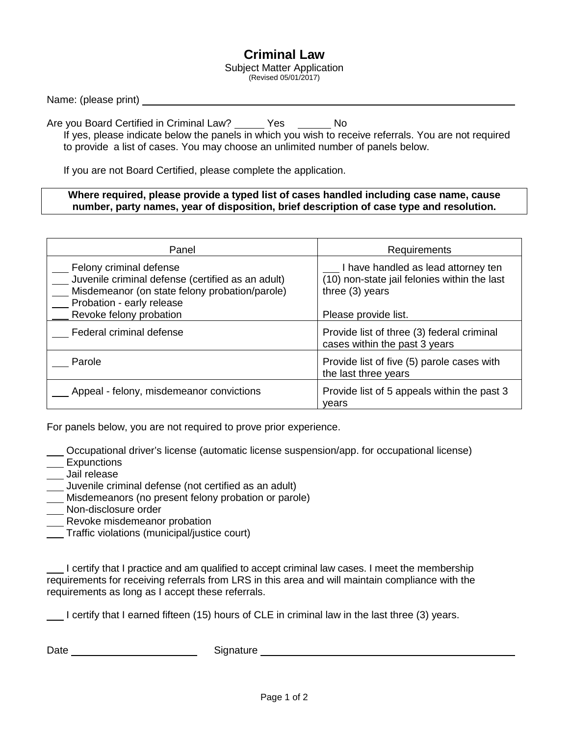# Criminal Law

Subject Matter Application
(Revised 05/01/2017)

Name: (please print) ______________________________________________

Are you Board Certified in Criminal Law? _____ Yes _____ No

If yes, please indicate below the panels in which you wish to receive referrals. You are not required to provide a list of cases. You may choose an unlimited number of panels below.

If you are not Board Certified, please complete the application.

**Where required, please provide a typed list of cases handled including case name, cause number, party names, year of disposition, brief description of case type and resolution.**

| Panel | Requirements |
|---|---|
| ___ Felony criminal defense<br>___ Juvenile criminal defense (certified as an adult)<br>___ Misdemeanor (on state felony probation/parole)<br>___ Probation - early release<br>___ Revoke felony probation | ___ I have handled as lead attorney ten (10) non-state jail felonies within the last three (3) years<br><br>Please provide list. |
| ___ Federal criminal defense | Provide list of three (3) federal criminal cases within the past 3 years |
| ___ Parole | Provide list of five (5) parole cases with the last three years |
| ___ Appeal - felony, misdemeanor convictions | Provide list of 5 appeals within the past 3 years |

For panels below, you are not required to prove prior experience.

___ Occupational driver's license (automatic license suspension/app. for occupational license)
___ Expunctions
___ Jail release
___ Juvenile criminal defense (not certified as an adult)
___ Misdemeanors (no present felony probation or parole)
___ Non-disclosure order
___ Revoke misdemeanor probation
___ Traffic violations (municipal/justice court)

___ I certify that I practice and am qualified to accept criminal law cases. I meet the membership requirements for receiving referrals from LRS in this area and will maintain compliance with the requirements as long as I accept these referrals.

___ I certify that I earned fifteen (15) hours of CLE in criminal law in the last three (3) years.

Date ____________________ Signature ______________________________________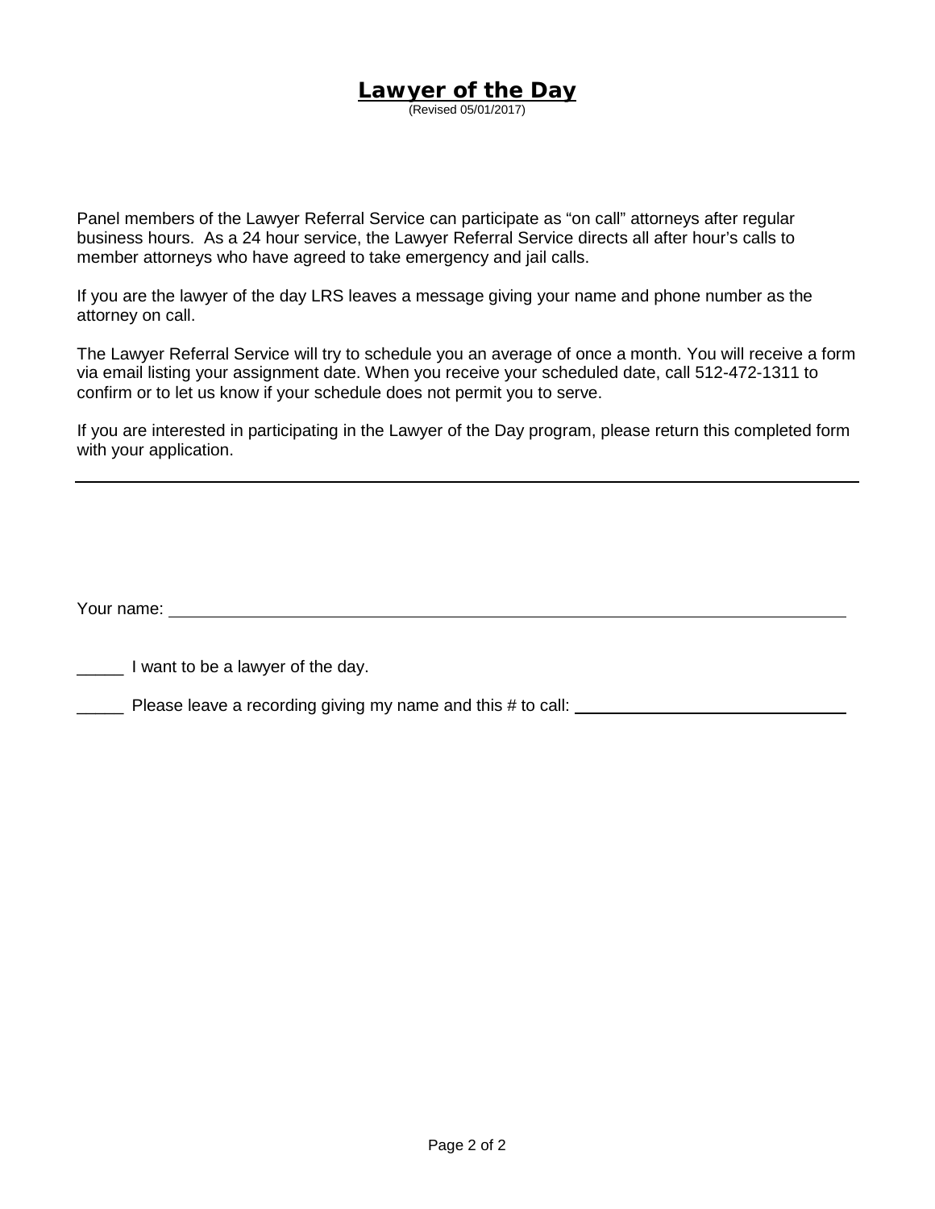# Lawyer of the Day

(Revised 05/01/2017)

Panel members of the Lawyer Referral Service can participate as "on call" attorneys after regular business hours. As a 24 hour service, the Lawyer Referral Service directs all after hour's calls to member attorneys who have agreed to take emergency and jail calls.

If you are the lawyer of the day LRS leaves a message giving your name and phone number as the attorney on call.

The Lawyer Referral Service will try to schedule you an average of once a month. You will receive a form via email listing your assignment date. When you receive your scheduled date, call 512-472-1311 to confirm or to let us know if your schedule does not permit you to serve.

If you are interested in participating in the Lawyer of the Day program, please return this completed form with your application.

---

Your name: ______________________________________________________________

_____ I want to be a lawyer of the day.

_____ Please leave a recording giving my name and this # to call: ______________________